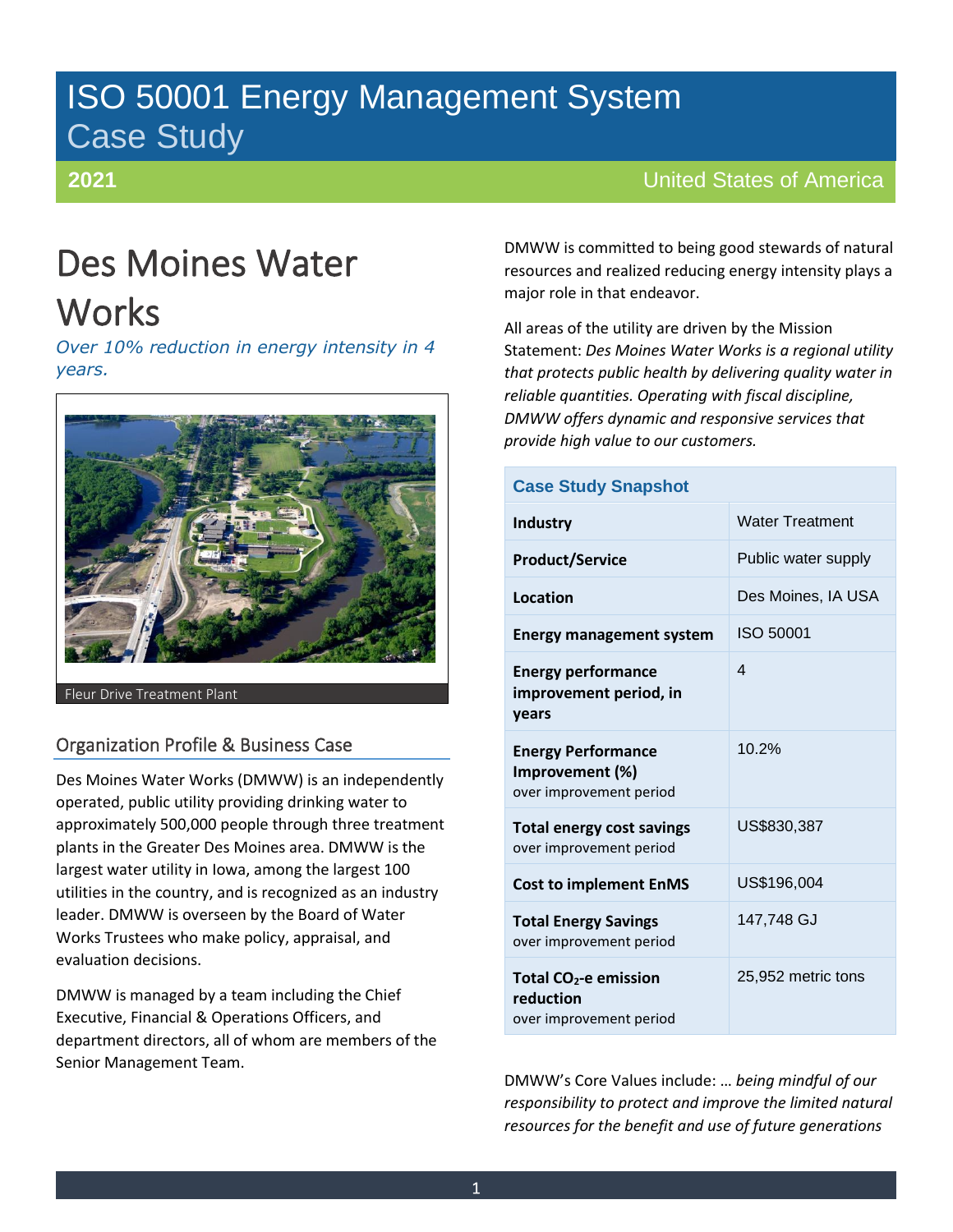# ISO 50001 Energy Management System Case Study

**2021** United States of America

# Des Moines Water Works

*Over 10% reduction in energy intensity in 4 years.*

Fleur Drive Treatment Plant

## Organization Profile & Business Case

Des Moines Water Works (DMWW) is an independently operated, public utility providing drinking water to approximately 500,000 people through three treatment plants in the Greater Des Moines area. DMWW is the largest water utility in Iowa, among the largest 100 utilities in the country, and is recognized as an industry leader. DMWW is overseen by the Board of Water Works Trustees who make policy, appraisal, and evaluation decisions.

DMWW is managed by a team including the Chief Executive, Financial & Operations Officers, and department directors, all of whom are members of the Senior Management Team.

DMWW is committed to being good stewards of natural resources and realized reducing energy intensity plays a major role in that endeavor.

All areas of the utility are driven by the Mission Statement: *Des Moines Water Works is a regional utility that protects public health by delivering quality water in reliable quantities. Operating with fiscal discipline, DMWW offers dynamic and responsive services that provide high value to our customers.*

| Case Study Snapshot | |
|---|---|
| **Industry** | Water Treatment |
| **Product/Service** | Public water supply |
| **Location** | Des Moines, IA USA |
| **Energy management system** | ISO 50001 |
| **Energy performance improvement period, in years** | 4 |
| **Energy Performance Improvement (%)** over improvement period | 10.2% |
| **Total energy cost savings** over improvement period | US$830,387 |
| **Cost to implement EnMS** | US$196,004 |
| **Total Energy Savings** over improvement period | 147,748 GJ |
| **Total $CO_2$-e emission reduction** over improvement period | 25,952 metric tons |

DMWW's Core Values include: … *being mindful of our responsibility to protect and improve the limited natural resources for the benefit and use of future generations*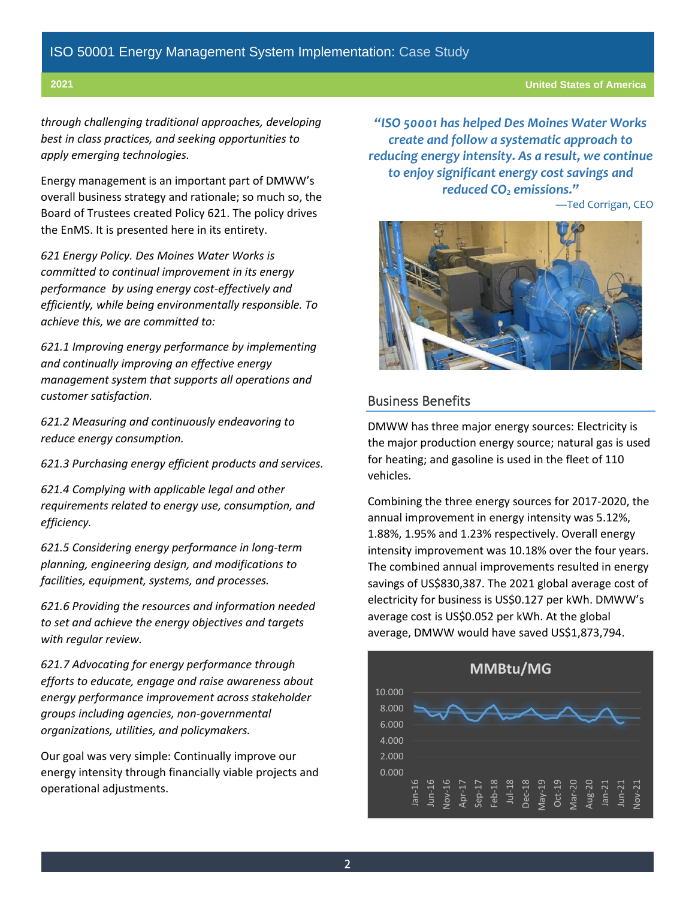*through challenging traditional approaches, developing best in class practices, and seeking opportunities to apply emerging technologies.*

Energy management is an important part of DMWW's overall business strategy and rationale; so much so, the Board of Trustees created Policy 621. The policy drives the EnMS. It is presented here in its entirety.

*621 Energy Policy. Des Moines Water Works is committed to continual improvement in its energy performance by using energy cost-effectively and efficiently, while being environmentally responsible. To achieve this, we are committed to:*

*621.1 Improving energy performance by implementing and continually improving an effective energy management system that supports all operations and customer satisfaction.*

*621.2 Measuring and continuously endeavoring to reduce energy consumption.*

*621.3 Purchasing energy efficient products and services.*

*621.4 Complying with applicable legal and other requirements related to energy use, consumption, and efficiency.*

*621.5 Considering energy performance in long-term planning, engineering design, and modifications to facilities, equipment, systems, and processes.*

*621.6 Providing the resources and information needed to set and achieve the energy objectives and targets with regular review.*

*621.7 Advocating for energy performance through efforts to educate, engage and raise awareness about energy performance improvement across stakeholder groups including agencies, non-governmental organizations, utilities, and policymakers.*

Our goal was very simple: Continually improve our energy intensity through financially viable projects and operational adjustments.

> ***"ISO 50001 has helped Des Moines Water Works create and follow a systematic approach to reducing energy intensity. As a result, we continue to enjoy significant energy cost savings and reduced $CO_2$ emissions."***
>
> —Ted Corrigan, CEO

## Business Benefits

DMWW has three major energy sources: Electricity is the major production energy source; natural gas is used for heating; and gasoline is used in the fleet of 110 vehicles.

Combining the three energy sources for 2017-2020, the annual improvement in energy intensity was 5.12%, 1.88%, 1.95% and 1.23% respectively. Overall energy intensity improvement was 10.18% over the four years. The combined annual improvements resulted in energy savings of US$830,387. The 2021 global average cost of electricity for business is US$0.127 per kWh. DMWW's average cost is US$0.052 per kWh. At the global average, DMWW would have saved US$1,873,794.

**MMBtu/MG**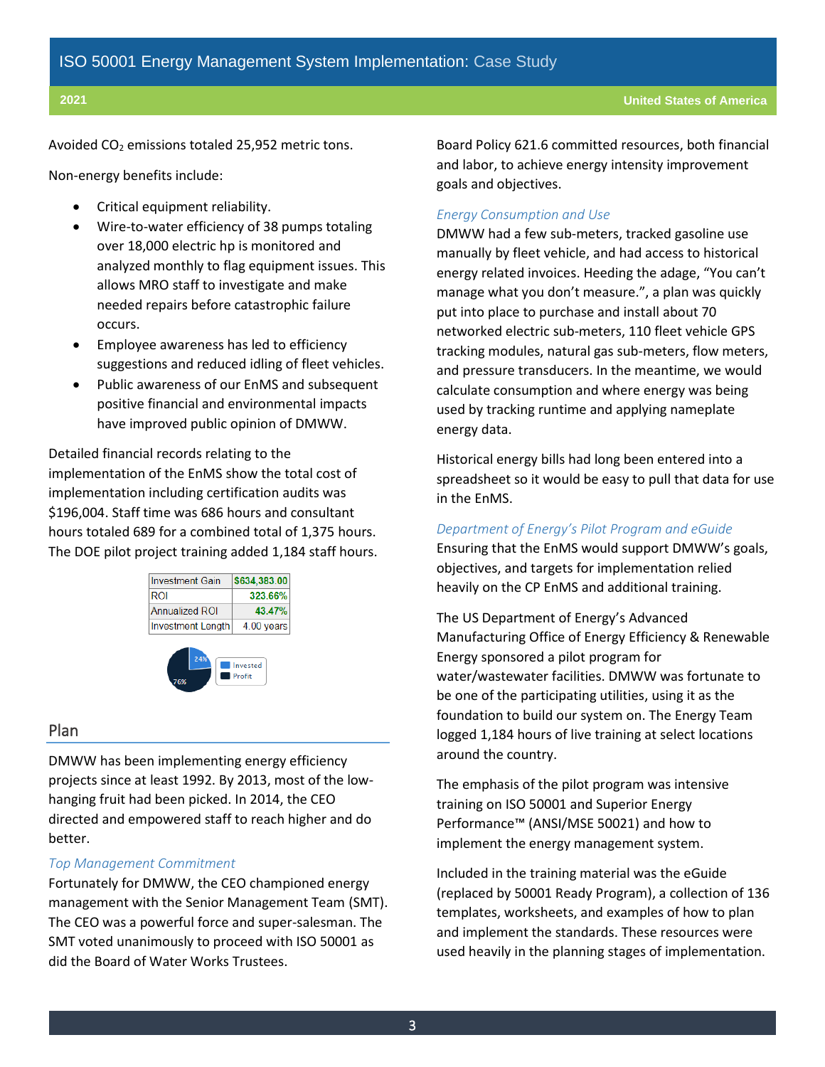Avoided $CO_2$ emissions totaled 25,952 metric tons.

Non-energy benefits include:

- Critical equipment reliability.
- Wire-to-water efficiency of 38 pumps totaling over 18,000 electric hp is monitored and analyzed monthly to flag equipment issues. This allows MRO staff to investigate and make needed repairs before catastrophic failure occurs.
- Employee awareness has led to efficiency suggestions and reduced idling of fleet vehicles.
- Public awareness of our EnMS and subsequent positive financial and environmental impacts have improved public opinion of DMWW.

Detailed financial records relating to the implementation of the EnMS show the total cost of implementation including certification audits was $196,004. Staff time was 686 hours and consultant hours totaled 689 for a combined total of 1,375 hours. The DOE pilot project training added 1,184 staff hours.

| Investment Gain | $634,383.00 |
|---|---|
| ROI | 323.66% |
| Annualized ROI | 43.47% |
| Investment Length | 4.00 years |

## Plan

DMWW has been implementing energy efficiency projects since at least 1992. By 2013, most of the low-hanging fruit had been picked. In 2014, the CEO directed and empowered staff to reach higher and do better.

### *Top Management Commitment*

Fortunately for DMWW, the CEO championed energy management with the Senior Management Team (SMT). The CEO was a powerful force and super-salesman. The SMT voted unanimously to proceed with ISO 50001 as did the Board of Water Works Trustees.

Board Policy 621.6 committed resources, both financial and labor, to achieve energy intensity improvement goals and objectives.

### *Energy Consumption and Use*

DMWW had a few sub-meters, tracked gasoline use manually by fleet vehicle, and had access to historical energy related invoices. Heeding the adage, "You can't manage what you don't measure.", a plan was quickly put into place to purchase and install about 70 networked electric sub-meters, 110 fleet vehicle GPS tracking modules, natural gas sub-meters, flow meters, and pressure transducers. In the meantime, we would calculate consumption and where energy was being used by tracking runtime and applying nameplate energy data.

Historical energy bills had long been entered into a spreadsheet so it would be easy to pull that data for use in the EnMS.

### *Department of Energy's Pilot Program and eGuide*

Ensuring that the EnMS would support DMWW's goals, objectives, and targets for implementation relied heavily on the CP EnMS and additional training.

The US Department of Energy's Advanced Manufacturing Office of Energy Efficiency & Renewable Energy sponsored a pilot program for water/wastewater facilities. DMWW was fortunate to be one of the participating utilities, using it as the foundation to build our system on. The Energy Team logged 1,184 hours of live training at select locations around the country.

The emphasis of the pilot program was intensive training on ISO 50001 and Superior Energy Performance™ (ANSI/MSE 50021) and how to implement the energy management system.

Included in the training material was the eGuide (replaced by 50001 Ready Program), a collection of 136 templates, worksheets, and examples of how to plan and implement the standards. These resources were used heavily in the planning stages of implementation.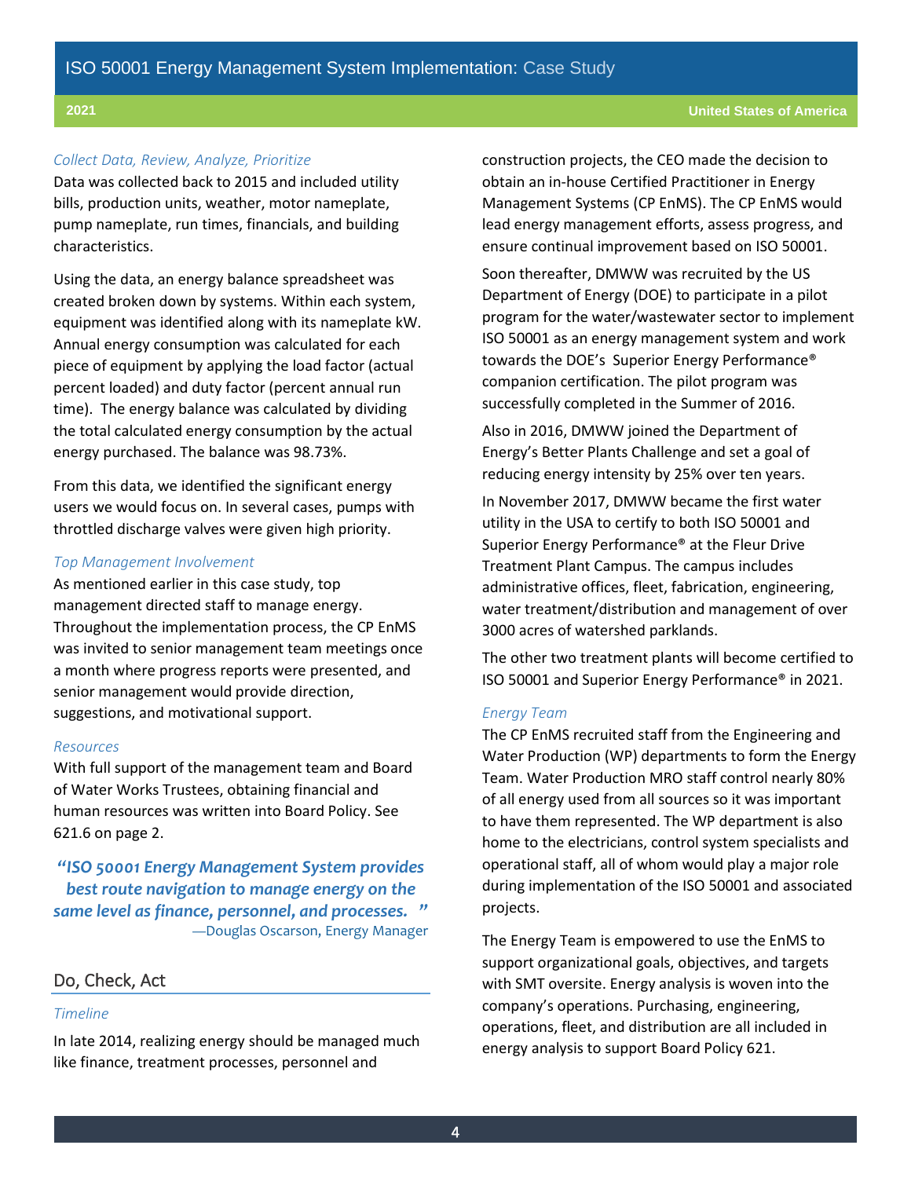### Collect Data, Review, Analyze, Prioritize

Data was collected back to 2015 and included utility bills, production units, weather, motor nameplate, pump nameplate, run times, financials, and building characteristics.

Using the data, an energy balance spreadsheet was created broken down by systems. Within each system, equipment was identified along with its nameplate kW. Annual energy consumption was calculated for each piece of equipment by applying the load factor (actual percent loaded) and duty factor (percent annual run time). The energy balance was calculated by dividing the total calculated energy consumption by the actual energy purchased. The balance was 98.73%.

From this data, we identified the significant energy users we would focus on. In several cases, pumps with throttled discharge valves were given high priority.

### Top Management Involvement

As mentioned earlier in this case study, top management directed staff to manage energy. Throughout the implementation process, the CP EnMS was invited to senior management team meetings once a month where progress reports were presented, and senior management would provide direction, suggestions, and motivational support.

### Resources

With full support of the management team and Board of Water Works Trustees, obtaining financial and human resources was written into Board Policy. See 621.6 on page 2.

> ***"ISO 50001 Energy Management System provides best route navigation to manage energy on the same level as finance, personnel, and processes."***
>
> —Douglas Oscarson, Energy Manager

## Do, Check, Act

### Timeline

In late 2014, realizing energy should be managed much like finance, treatment processes, personnel and construction projects, the CEO made the decision to obtain an in-house Certified Practitioner in Energy Management Systems (CP EnMS). The CP EnMS would lead energy management efforts, assess progress, and ensure continual improvement based on ISO 50001.

Soon thereafter, DMWW was recruited by the US Department of Energy (DOE) to participate in a pilot program for the water/wastewater sector to implement ISO 50001 as an energy management system and work towards the DOE's Superior Energy Performance® companion certification. The pilot program was successfully completed in the Summer of 2016.

Also in 2016, DMWW joined the Department of Energy's Better Plants Challenge and set a goal of reducing energy intensity by 25% over ten years.

In November 2017, DMWW became the first water utility in the USA to certify to both ISO 50001 and Superior Energy Performance® at the Fleur Drive Treatment Plant Campus. The campus includes administrative offices, fleet, fabrication, engineering, water treatment/distribution and management of over 3000 acres of watershed parklands.

The other two treatment plants will become certified to ISO 50001 and Superior Energy Performance® in 2021.

### Energy Team

The CP EnMS recruited staff from the Engineering and Water Production (WP) departments to form the Energy Team. Water Production MRO staff control nearly 80% of all energy used from all sources so it was important to have them represented. The WP department is also home to the electricians, control system specialists and operational staff, all of whom would play a major role during implementation of the ISO 50001 and associated projects.

The Energy Team is empowered to use the EnMS to support organizational goals, objectives, and targets with SMT oversite. Energy analysis is woven into the company's operations. Purchasing, engineering, operations, fleet, and distribution are all included in energy analysis to support Board Policy 621.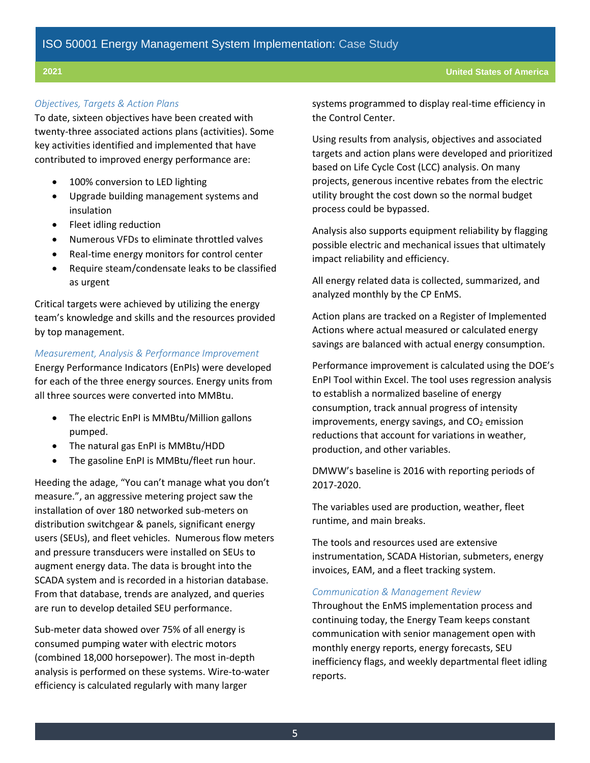### *Objectives, Targets & Action Plans*

To date, sixteen objectives have been created with twenty-three associated actions plans (activities). Some key activities identified and implemented that have contributed to improved energy performance are:

- 100% conversion to LED lighting
- Upgrade building management systems and insulation
- Fleet idling reduction
- Numerous VFDs to eliminate throttled valves
- Real-time energy monitors for control center
- Require steam/condensate leaks to be classified as urgent

Critical targets were achieved by utilizing the energy team's knowledge and skills and the resources provided by top management.

### *Measurement, Analysis & Performance Improvement*

Energy Performance Indicators (EnPIs) were developed for each of the three energy sources. Energy units from all three sources were converted into MMBtu.

- The electric EnPI is MMBtu/Million gallons pumped.
- The natural gas EnPI is MMBtu/HDD
- The gasoline EnPI is MMBtu/fleet run hour.

Heeding the adage, "You can't manage what you don't measure.", an aggressive metering project saw the installation of over 180 networked sub-meters on distribution switchgear & panels, significant energy users (SEUs), and fleet vehicles. Numerous flow meters and pressure transducers were installed on SEUs to augment energy data. The data is brought into the SCADA system and is recorded in a historian database. From that database, trends are analyzed, and queries are run to develop detailed SEU performance.

Sub-meter data showed over 75% of all energy is consumed pumping water with electric motors (combined 18,000 horsepower). The most in-depth analysis is performed on these systems. Wire-to-water efficiency is calculated regularly with many larger systems programmed to display real-time efficiency in the Control Center.

Using results from analysis, objectives and associated targets and action plans were developed and prioritized based on Life Cycle Cost (LCC) analysis. On many projects, generous incentive rebates from the electric utility brought the cost down so the normal budget process could be bypassed.

Analysis also supports equipment reliability by flagging possible electric and mechanical issues that ultimately impact reliability and efficiency.

All energy related data is collected, summarized, and analyzed monthly by the CP EnMS.

Action plans are tracked on a Register of Implemented Actions where actual measured or calculated energy savings are balanced with actual energy consumption.

Performance improvement is calculated using the DOE's EnPI Tool within Excel. The tool uses regression analysis to establish a normalized baseline of energy consumption, track annual progress of intensity improvements, energy savings, and $CO_2$ emission reductions that account for variations in weather, production, and other variables.

DMWW's baseline is 2016 with reporting periods of 2017-2020.

The variables used are production, weather, fleet runtime, and main breaks.

The tools and resources used are extensive instrumentation, SCADA Historian, submeters, energy invoices, EAM, and a fleet tracking system.

### *Communication & Management Review*

Throughout the EnMS implementation process and continuing today, the Energy Team keeps constant communication with senior management open with monthly energy reports, energy forecasts, SEU inefficiency flags, and weekly departmental fleet idling reports.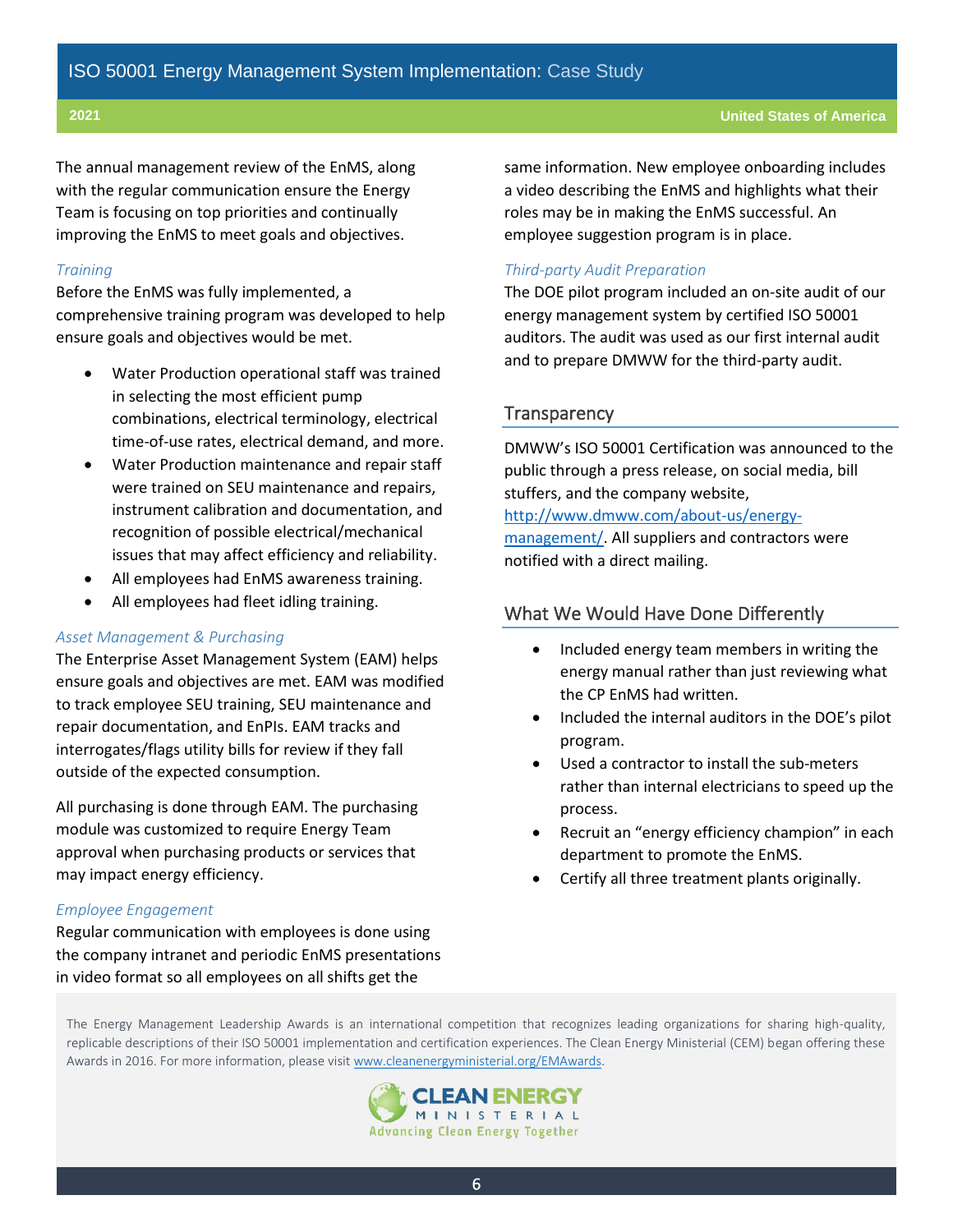The annual management review of the EnMS, along with the regular communication ensure the Energy Team is focusing on top priorities and continually improving the EnMS to meet goals and objectives.

### *Training*

Before the EnMS was fully implemented, a comprehensive training program was developed to help ensure goals and objectives would be met.

- Water Production operational staff was trained in selecting the most efficient pump combinations, electrical terminology, electrical time-of-use rates, electrical demand, and more.
- Water Production maintenance and repair staff were trained on SEU maintenance and repairs, instrument calibration and documentation, and recognition of possible electrical/mechanical issues that may affect efficiency and reliability.
- All employees had EnMS awareness training.
- All employees had fleet idling training.

### *Asset Management & Purchasing*

The Enterprise Asset Management System (EAM) helps ensure goals and objectives are met. EAM was modified to track employee SEU training, SEU maintenance and repair documentation, and EnPIs. EAM tracks and interrogates/flags utility bills for review if they fall outside of the expected consumption.

All purchasing is done through EAM. The purchasing module was customized to require Energy Team approval when purchasing products or services that may impact energy efficiency.

### *Employee Engagement*

Regular communication with employees is done using the company intranet and periodic EnMS presentations in video format so all employees on all shifts get the same information. New employee onboarding includes a video describing the EnMS and highlights what their roles may be in making the EnMS successful. An employee suggestion program is in place.

### *Third-party Audit Preparation*

The DOE pilot program included an on-site audit of our energy management system by certified ISO 50001 auditors. The audit was used as our first internal audit and to prepare DMWW for the third-party audit.

## Transparency

DMWW's ISO 50001 Certification was announced to the public through a press release, on social media, bill stuffers, and the company website, [http://www.dmww.com/about-us/energy-management/](http://www.dmww.com/about-us/energy-management/). All suppliers and contractors were notified with a direct mailing.

## What We Would Have Done Differently

- Included energy team members in writing the energy manual rather than just reviewing what the CP EnMS had written.
- Included the internal auditors in the DOE's pilot program.
- Used a contractor to install the sub-meters rather than internal electricians to speed up the process.
- Recruit an "energy efficiency champion" in each department to promote the EnMS.
- Certify all three treatment plants originally.

The Energy Management Leadership Awards is an international competition that recognizes leading organizations for sharing high-quality, replicable descriptions of their ISO 50001 implementation and certification experiences. The Clean Energy Ministerial (CEM) began offering these Awards in 2016. For more information, please visit [www.cleanenergyministerial.org/EMAwards](www.cleanenergyministerial.org/EMAwards).

CLEAN ENERGY MINISTERIAL
Advancing Clean Energy Together